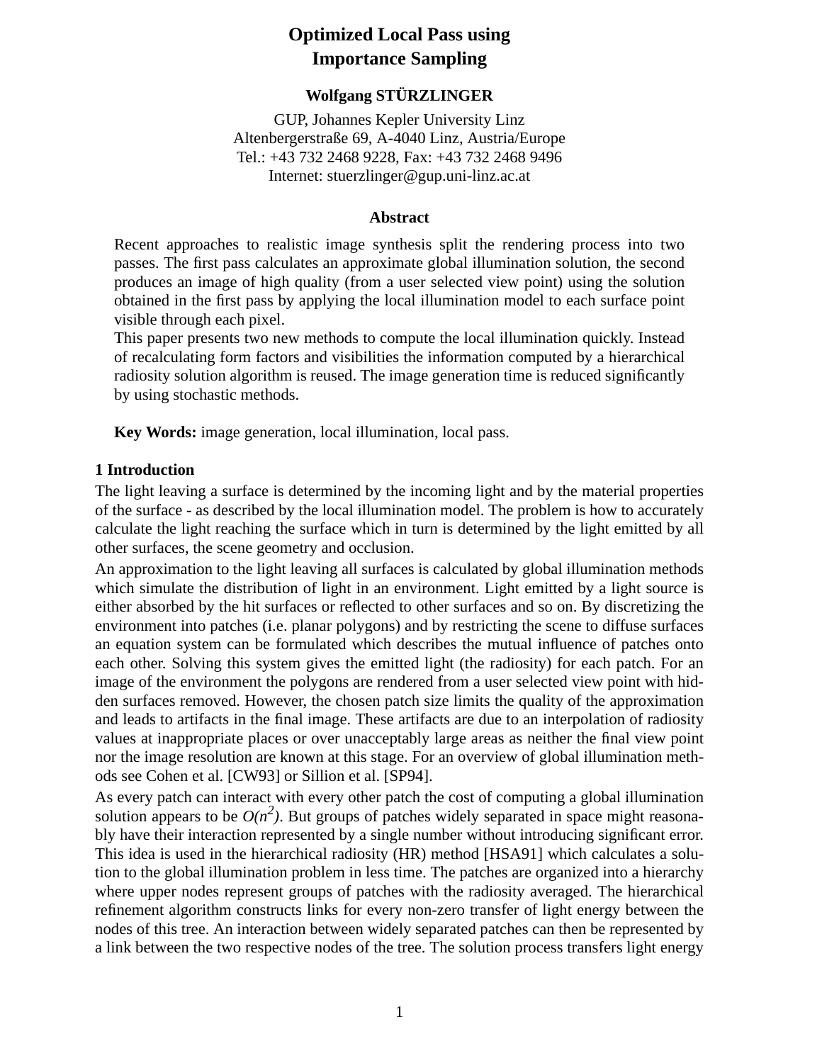# Optimized Local Pass using Importance Sampling

**Wolfgang STÜRZLINGER**

GUP, Johannes Kepler University Linz
Altenbergerstraße 69, A-4040 Linz, Austria/Europe
Tel.: +43 732 2468 9228, Fax: +43 732 2468 9496
Internet: stuerzlinger@gup.uni-linz.ac.at

**Abstract**

Recent approaches to realistic image synthesis split the rendering process into two passes. The first pass calculates an approximate global illumination solution, the second produces an image of high quality (from a user selected view point) using the solution obtained in the first pass by applying the local illumination model to each surface point visible through each pixel.

This paper presents two new methods to compute the local illumination quickly. Instead of recalculating form factors and visibilities the information computed by a hierarchical radiosity solution algorithm is reused. The image generation time is reduced significantly by using stochastic methods.

**Key Words:** image generation, local illumination, local pass.

## 1 Introduction

The light leaving a surface is determined by the incoming light and by the material properties of the surface - as described by the local illumination model. The problem is how to accurately calculate the light reaching the surface which in turn is determined by the light emitted by all other surfaces, the scene geometry and occlusion.

An approximation to the light leaving all surfaces is calculated by global illumination methods which simulate the distribution of light in an environment. Light emitted by a light source is either absorbed by the hit surfaces or reflected to other surfaces and so on. By discretizing the environment into patches (i.e. planar polygons) and by restricting the scene to diffuse surfaces an equation system can be formulated which describes the mutual influence of patches onto each other. Solving this system gives the emitted light (the radiosity) for each patch. For an image of the environment the polygons are rendered from a user selected view point with hidden surfaces removed. However, the chosen patch size limits the quality of the approximation and leads to artifacts in the final image. These artifacts are due to an interpolation of radiosity values at inappropriate places or over unacceptably large areas as neither the final view point nor the image resolution are known at this stage. For an overview of global illumination methods see Cohen et al. [CW93] or Sillion et al. [SP94].

As every patch can interact with every other patch the cost of computing a global illumination solution appears to be $O(n^2)$. But groups of patches widely separated in space might reasonably have their interaction represented by a single number without introducing significant error. This idea is used in the hierarchical radiosity (HR) method [HSA91] which calculates a solution to the global illumination problem in less time. The patches are organized into a hierarchy where upper nodes represent groups of patches with the radiosity averaged. The hierarchical refinement algorithm constructs links for every non-zero transfer of light energy between the nodes of this tree. An interaction between widely separated patches can then be represented by a link between the two respective nodes of the tree. The solution process transfers light energy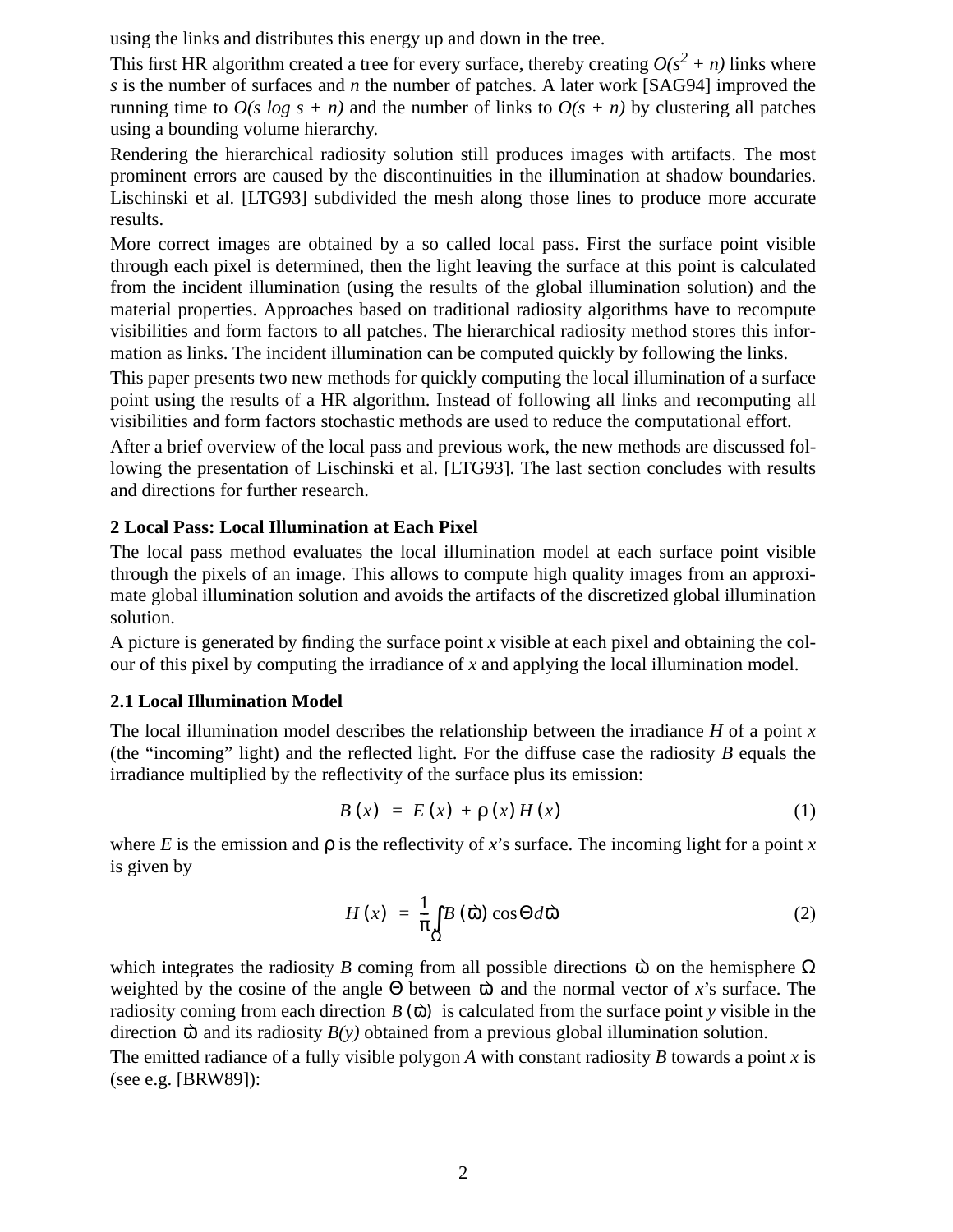using the links and distributes this energy up and down in the tree.

This first HR algorithm created a tree for every surface, thereby creating $O(s^2 + n)$ links where $s$ is the number of surfaces and $n$ the number of patches. A later work [SAG94] improved the running time to $O(s \log s + n)$ and the number of links to $O(s + n)$ by clustering all patches using a bounding volume hierarchy.

Rendering the hierarchical radiosity solution still produces images with artifacts. The most prominent errors are caused by the discontinuities in the illumination at shadow boundaries. Lischinski et al. [LTG93] subdivided the mesh along those lines to produce more accurate results.

More correct images are obtained by a so called local pass. First the surface point visible through each pixel is determined, then the light leaving the surface at this point is calculated from the incident illumination (using the results of the global illumination solution) and the material properties. Approaches based on traditional radiosity algorithms have to recompute visibilities and form factors to all patches. The hierarchical radiosity method stores this information as links. The incident illumination can be computed quickly by following the links.

This paper presents two new methods for quickly computing the local illumination of a surface point using the results of a HR algorithm. Instead of following all links and recomputing all visibilities and form factors stochastic methods are used to reduce the computational effort.

After a brief overview of the local pass and previous work, the new methods are discussed following the presentation of Lischinski et al. [LTG93]. The last section concludes with results and directions for further research.

## 2 Local Pass: Local Illumination at Each Pixel

The local pass method evaluates the local illumination model at each surface point visible through the pixels of an image. This allows to compute high quality images from an approximate global illumination solution and avoids the artifacts of the discretized global illumination solution.

A picture is generated by finding the surface point $x$ visible at each pixel and obtaining the colour of this pixel by computing the irradiance of $x$ and applying the local illumination model.

### 2.1 Local Illumination Model

The local illumination model describes the relationship between the irradiance $H$ of a point $x$ (the "incoming" light) and the reflected light. For the diffuse case the radiosity $B$ equals the irradiance multiplied by the reflectivity of the surface plus its emission:

$$B(x) = E(x) + \rho(x) H(x) \tag{1}$$

where $E$ is the emission and $\rho$ is the reflectivity of $x$'s surface. The incoming light for a point $x$ is given by

$$H(x) = \frac{1}{\pi} \int_{\Omega} B(\vec{\omega}) \cos\Theta \, d\vec{\omega} \tag{2}$$

which integrates the radiosity $B$ coming from all possible directions $\vec{\omega}$ on the hemisphere $\Omega$ weighted by the cosine of the angle $\Theta$ between $\vec{\omega}$ and the normal vector of $x$'s surface. The radiosity coming from each direction $B(\vec{\omega})$ is calculated from the surface point $y$ visible in the direction $\vec{\omega}$ and its radiosity $B(y)$ obtained from a previous global illumination solution.

The emitted radiance of a fully visible polygon $A$ with constant radiosity $B$ towards a point $x$ is (see e.g. [BRW89]):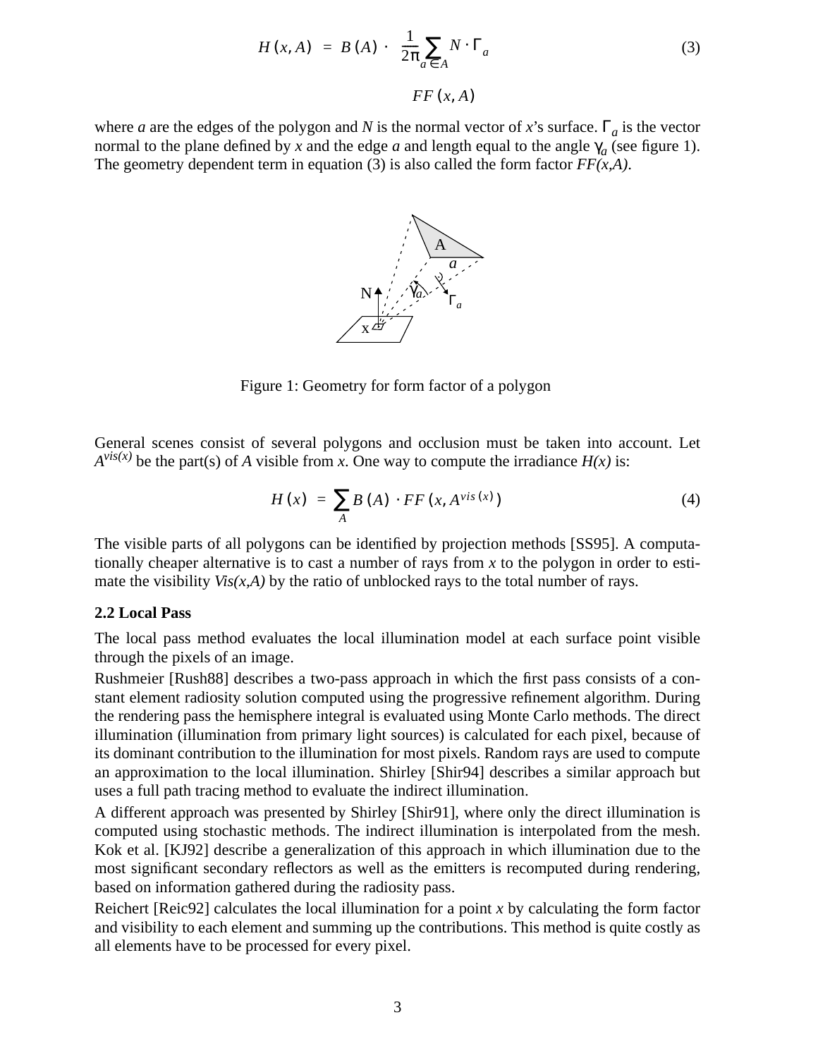$$H(x, A) = B(A) \cdot \underbrace{\frac{1}{2\pi} \sum_{a \in A} N \cdot \Gamma_a}_{FF(x, A)} \tag{3}$$

where $a$ are the edges of the polygon and $N$ is the normal vector of $x$'s surface. $\Gamma_a$ is the vector normal to the plane defined by $x$ and the edge $a$ and length equal to the angle $\gamma_a$ (see figure 1). The geometry dependent term in equation (3) is also called the form factor $FF(x,A)$.

Figure 1: Geometry for form factor of a polygon

General scenes consist of several polygons and occlusion must be taken into account. Let $A^{vis(x)}$ be the part(s) of $A$ visible from $x$. One way to compute the irradiance $H(x)$ is:

$$H(x) = \sum_{A} B(A) \cdot FF(x, A^{vis(x)}) \tag{4}$$

The visible parts of all polygons can be identified by projection methods [SS95]. A computationally cheaper alternative is to cast a number of rays from $x$ to the polygon in order to estimate the visibility $Vis(x,A)$ by the ratio of unblocked rays to the total number of rays.

### 2.2 Local Pass

The local pass method evaluates the local illumination model at each surface point visible through the pixels of an image.

Rushmeier [Rush88] describes a two-pass approach in which the first pass consists of a constant element radiosity solution computed using the progressive refinement algorithm. During the rendering pass the hemisphere integral is evaluated using Monte Carlo methods. The direct illumination (illumination from primary light sources) is calculated for each pixel, because of its dominant contribution to the illumination for most pixels. Random rays are used to compute an approximation to the local illumination. Shirley [Shir94] describes a similar approach but uses a full path tracing method to evaluate the indirect illumination.

A different approach was presented by Shirley [Shir91], where only the direct illumination is computed using stochastic methods. The indirect illumination is interpolated from the mesh. Kok et al. [KJ92] describe a generalization of this approach in which illumination due to the most significant secondary reflectors as well as the emitters is recomputed during rendering, based on information gathered during the radiosity pass.

Reichert [Reic92] calculates the local illumination for a point $x$ by calculating the form factor and visibility to each element and summing up the contributions. This method is quite costly as all elements have to be processed for every pixel.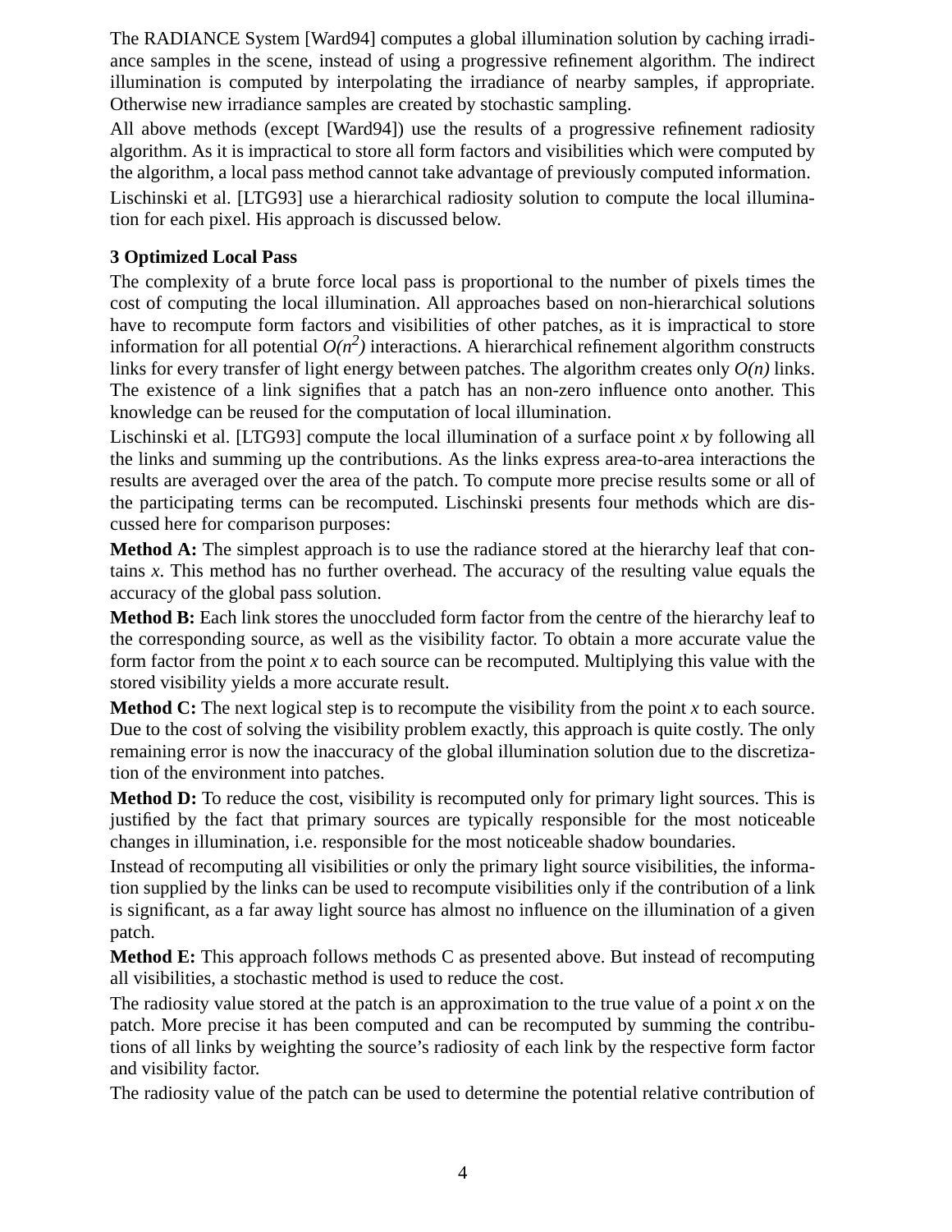The RADIANCE System [Ward94] computes a global illumination solution by caching irradiance samples in the scene, instead of using a progressive refinement algorithm. The indirect illumination is computed by interpolating the irradiance of nearby samples, if appropriate. Otherwise new irradiance samples are created by stochastic sampling.

All above methods (except [Ward94]) use the results of a progressive refinement radiosity algorithm. As it is impractical to store all form factors and visibilities which were computed by the algorithm, a local pass method cannot take advantage of previously computed information.

Lischinski et al. [LTG93] use a hierarchical radiosity solution to compute the local illumination for each pixel. His approach is discussed below.

## 3 Optimized Local Pass

The complexity of a brute force local pass is proportional to the number of pixels times the cost of computing the local illumination. All approaches based on non-hierarchical solutions have to recompute form factors and visibilities of other patches, as it is impractical to store information for all potential $O(n^2)$ interactions. A hierarchical refinement algorithm constructs links for every transfer of light energy between patches. The algorithm creates only $O(n)$ links. The existence of a link signifies that a patch has an non-zero influence onto another. This knowledge can be reused for the computation of local illumination.

Lischinski et al. [LTG93] compute the local illumination of a surface point $x$ by following all the links and summing up the contributions. As the links express area-to-area interactions the results are averaged over the area of the patch. To compute more precise results some or all of the participating terms can be recomputed. Lischinski presents four methods which are discussed here for comparison purposes:

**Method A:** The simplest approach is to use the radiance stored at the hierarchy leaf that contains $x$. This method has no further overhead. The accuracy of the resulting value equals the accuracy of the global pass solution.

**Method B:** Each link stores the unoccluded form factor from the centre of the hierarchy leaf to the corresponding source, as well as the visibility factor. To obtain a more accurate value the form factor from the point $x$ to each source can be recomputed. Multiplying this value with the stored visibility yields a more accurate result.

**Method C:** The next logical step is to recompute the visibility from the point $x$ to each source. Due to the cost of solving the visibility problem exactly, this approach is quite costly. The only remaining error is now the inaccuracy of the global illumination solution due to the discretization of the environment into patches.

**Method D:** To reduce the cost, visibility is recomputed only for primary light sources. This is justified by the fact that primary sources are typically responsible for the most noticeable changes in illumination, i.e. responsible for the most noticeable shadow boundaries.

Instead of recomputing all visibilities or only the primary light source visibilities, the information supplied by the links can be used to recompute visibilities only if the contribution of a link is significant, as a far away light source has almost no influence on the illumination of a given patch.

**Method E:** This approach follows methods C as presented above. But instead of recomputing all visibilities, a stochastic method is used to reduce the cost.

The radiosity value stored at the patch is an approximation to the true value of a point $x$ on the patch. More precise it has been computed and can be recomputed by summing the contributions of all links by weighting the source's radiosity of each link by the respective form factor and visibility factor.

The radiosity value of the patch can be used to determine the potential relative contribution of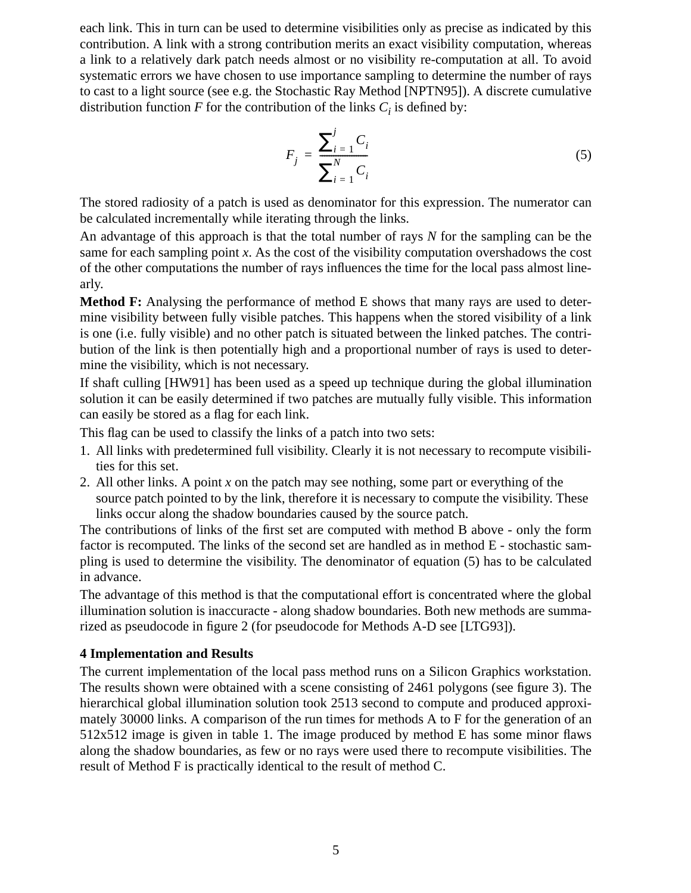each link. This in turn can be used to determine visibilities only as precise as indicated by this contribution. A link with a strong contribution merits an exact visibility computation, whereas a link to a relatively dark patch needs almost or no visibility re-computation at all. To avoid systematic errors we have chosen to use importance sampling to determine the number of rays to cast to a light source (see e.g. the Stochastic Ray Method [NPTN95]). A discrete cumulative distribution function $F$ for the contribution of the links $C_i$ is defined by:

$$F_j = \frac{\sum_{i=1}^{j} C_i}{\sum_{i=1}^{N} C_i} \tag{5}$$

The stored radiosity of a patch is used as denominator for this expression. The numerator can be calculated incrementally while iterating through the links.

An advantage of this approach is that the total number of rays $N$ for the sampling can be the same for each sampling point $x$. As the cost of the visibility computation overshadows the cost of the other computations the number of rays influences the time for the local pass almost linearly.

**Method F:** Analysing the performance of method E shows that many rays are used to determine visibility between fully visible patches. This happens when the stored visibility of a link is one (i.e. fully visible) and no other patch is situated between the linked patches. The contribution of the link is then potentially high and a proportional number of rays is used to determine the visibility, which is not necessary.

If shaft culling [HW91] has been used as a speed up technique during the global illumination solution it can be easily determined if two patches are mutually fully visible. This information can easily be stored as a flag for each link.

This flag can be used to classify the links of a patch into two sets:

1. All links with predetermined full visibility. Clearly it is not necessary to recompute visibilities for this set.
2. All other links. A point $x$ on the patch may see nothing, some part or everything of the source patch pointed to by the link, therefore it is necessary to compute the visibility. These links occur along the shadow boundaries caused by the source patch.

The contributions of links of the first set are computed with method B above - only the form factor is recomputed. The links of the second set are handled as in method E - stochastic sampling is used to determine the visibility. The denominator of equation (5) has to be calculated in advance.

The advantage of this method is that the computational effort is concentrated where the global illumination solution is inaccuracte - along shadow boundaries. Both new methods are summarized as pseudocode in figure 2 (for pseudocode for Methods A-D see [LTG93]).

## 4 Implementation and Results

The current implementation of the local pass method runs on a Silicon Graphics workstation. The results shown were obtained with a scene consisting of 2461 polygons (see figure 3). The hierarchical global illumination solution took 2513 second to compute and produced approximately 30000 links. A comparison of the run times for methods A to F for the generation of an 512x512 image is given in table 1. The image produced by method E has some minor flaws along the shadow boundaries, as few or no rays were used there to recompute visibilities. The result of Method F is practically identical to the result of method C.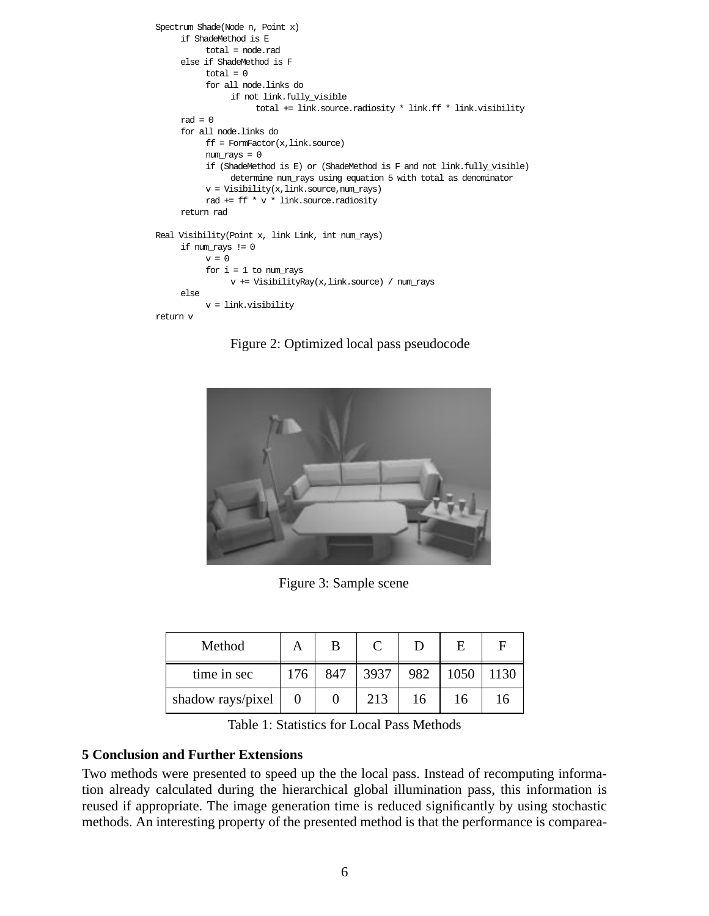```
Spectrum Shade(Node n, Point x)
     if ShadeMethod is E
          total = node.rad
     else if ShadeMethod is F
          total = 0
          for all node.links do
               if not link.fully_visible
                    total += link.source.radiosity * link.ff * link.visibility
     rad = 0
     for all node.links do
          ff = FormFactor(x,link.source)
          num_rays = 0
          if (ShadeMethod is E) or (ShadeMethod is F and not link.fully_visible)
               determine num_rays using equation 5 with total as denominator
          v = Visibility(x,link.source,num_rays)
          rad += ff * v * link.source.radiosity
     return rad

Real Visibility(Point x, link Link, int num_rays)
     if num_rays != 0
          v = 0
          for i = 1 to num_rays
               v += VisibilityRay(x,link.source) / num_rays
     else
          v = link.visibility
return v
```

Figure 2: Optimized local pass pseudocode

Figure 3: Sample scene

| Method | A | B | C | D | E | F |
|---|---|---|---|---|---|---|
| time in sec | 176 | 847 | 3937 | 982 | 1050 | 1130 |
| shadow rays/pixel | 0 | 0 | 213 | 16 | 16 | 16 |

Table 1: Statistics for Local Pass Methods

## 5 Conclusion and Further Extensions

Two methods were presented to speed up the the local pass. Instead of recomputing information already calculated during the hierarchical global illumination pass, this information is reused if appropriate. The image generation time is reduced significantly by using stochastic methods. An interesting property of the presented method is that the performance is comparea-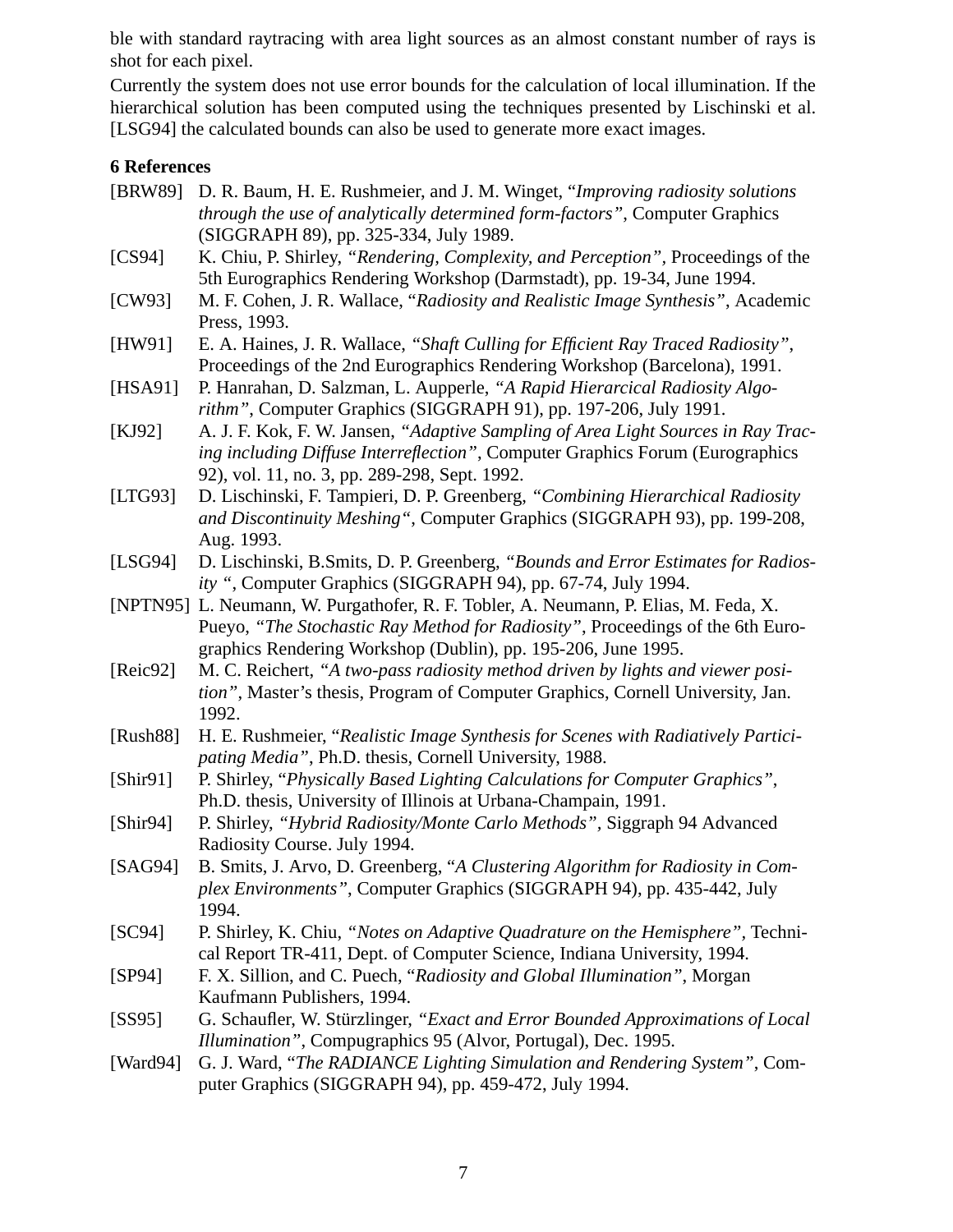ble with standard raytracing with area light sources as an almost constant number of rays is shot for each pixel.

Currently the system does not use error bounds for the calculation of local illumination. If the hierarchical solution has been computed using the techniques presented by Lischinski et al. [LSG94] the calculated bounds can also be used to generate more exact images.

## 6 References

[BRW89] D. R. Baum, H. E. Rushmeier, and J. M. Winget, "*Improving radiosity solutions through the use of analytically determined form-factors"*, Computer Graphics (SIGGRAPH 89), pp. 325-334, July 1989.

[CS94] K. Chiu, P. Shirley, *"Rendering, Complexity, and Perception"*, Proceedings of the 5th Eurographics Rendering Workshop (Darmstadt), pp. 19-34, June 1994.

[CW93] M. F. Cohen, J. R. Wallace, "*Radiosity and Realistic Image Synthesis"*, Academic Press, 1993.

[HW91] E. A. Haines, J. R. Wallace, *"Shaft Culling for Efficient Ray Traced Radiosity"*, Proceedings of the 2nd Eurographics Rendering Workshop (Barcelona), 1991.

[HSA91] P. Hanrahan, D. Salzman, L. Aupperle, *"A Rapid Hierarcical Radiosity Algorithm"*, Computer Graphics (SIGGRAPH 91), pp. 197-206, July 1991.

[KJ92] A. J. F. Kok, F. W. Jansen, *"Adaptive Sampling of Area Light Sources in Ray Tracing including Diffuse Interreflection"*, Computer Graphics Forum (Eurographics 92), vol. 11, no. 3, pp. 289-298, Sept. 1992.

[LTG93] D. Lischinski, F. Tampieri, D. P. Greenberg, *"Combining Hierarchical Radiosity and Discontinuity Meshing"*, Computer Graphics (SIGGRAPH 93), pp. 199-208, Aug. 1993.

[LSG94] D. Lischinski, B.Smits, D. P. Greenberg, *"Bounds and Error Estimates for Radiosity "*, Computer Graphics (SIGGRAPH 94), pp. 67-74, July 1994.

[NPTN95] L. Neumann, W. Purgathofer, R. F. Tobler, A. Neumann, P. Elias, M. Feda, X. Pueyo, *"The Stochastic Ray Method for Radiosity"*, Proceedings of the 6th Eurographics Rendering Workshop (Dublin), pp. 195-206, June 1995.

[Reic92] M. C. Reichert, *"A two-pass radiosity method driven by lights and viewer position"*, Master's thesis, Program of Computer Graphics, Cornell University, Jan. 1992.

[Rush88] H. E. Rushmeier, "*Realistic Image Synthesis for Scenes with Radiatively Participating Media"*, Ph.D. thesis, Cornell University, 1988.

[Shir91] P. Shirley, "*Physically Based Lighting Calculations for Computer Graphics"*, Ph.D. thesis, University of Illinois at Urbana-Champain, 1991.

[Shir94] P. Shirley, *"Hybrid Radiosity/Monte Carlo Methods"*, Siggraph 94 Advanced Radiosity Course. July 1994.

[SAG94] B. Smits, J. Arvo, D. Greenberg, "*A Clustering Algorithm for Radiosity in Complex Environments"*, Computer Graphics (SIGGRAPH 94), pp. 435-442, July 1994.

[SC94] P. Shirley, K. Chiu, *"Notes on Adaptive Quadrature on the Hemisphere"*, Technical Report TR-411, Dept. of Computer Science, Indiana University, 1994.

[SP94] F. X. Sillion, and C. Puech, "*Radiosity and Global Illumination"*, Morgan Kaufmann Publishers, 1994.

[SS95] G. Schaufler, W. Stürzlinger, *"Exact and Error Bounded Approximations of Local Illumination"*, Compugraphics 95 (Alvor, Portugal), Dec. 1995.

[Ward94] G. J. Ward, "*The RADIANCE Lighting Simulation and Rendering System"*, Computer Graphics (SIGGRAPH 94), pp. 459-472, July 1994.